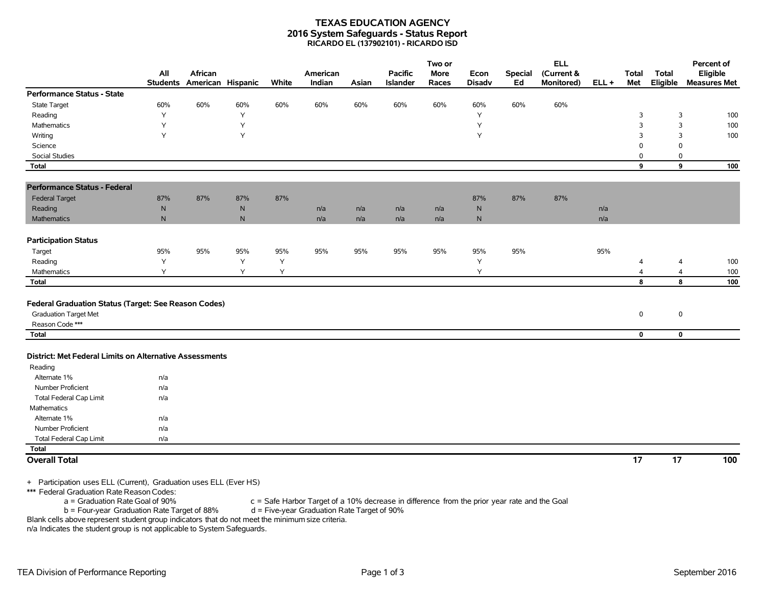# TEXAS EDUCATION AGENCY
## 2016 System Safeguards - Status Report
### RICARDO EL (137902101) - RICARDO ISD

| | All Students | African American | Hispanic | White | American Indian | Asian | Pacific Islander | Two or More Races | Econ Disadv | Special Ed | ELL (Current & Monitored) | ELL + | Total Met | Total Eligible | Percent of Eligible Measures Met |
|---|---|---|---|---|---|---|---|---|---|---|---|---|---|---|---|
| **Performance Status - State** | | | | | | | | | | | | | | | |
| State Target | 60% | 60% | 60% | 60% | 60% | 60% | 60% | 60% | 60% | 60% | 60% | | | | |
| Reading | Y | | Y | | | | | | Y | | | | 3 | 3 | 100 |
| Mathematics | Y | | Y | | | | | | Y | | | | 3 | 3 | 100 |
| Writing | Y | | Y | | | | | | Y | | | | 3 | 3 | 100 |
| Science | | | | | | | | | | | | | 0 | 0 | |
| Social Studies | | | | | | | | | | | | | 0 | 0 | |
| **Total** | | | | | | | | | | | | | **9** | **9** | **100** |
| **Performance Status - Federal** | | | | | | | | | | | | | | | |
| Federal Target | 87% | 87% | 87% | 87% | | | | | 87% | 87% | 87% | | | | |
| Reading | N | | N | | n/a | n/a | n/a | n/a | N | | | n/a | | | |
| Mathematics | N | | N | | n/a | n/a | n/a | n/a | N | | | n/a | | | |
| **Participation Status** | | | | | | | | | | | | | | | |
| Target | 95% | 95% | 95% | 95% | 95% | 95% | 95% | 95% | 95% | 95% | | 95% | | | |
| Reading | Y | | Y | Y | | | | | Y | | | | 4 | 4 | 100 |
| Mathematics | Y | | Y | Y | | | | | Y | | | | 4 | 4 | 100 |
| **Total** | | | | | | | | | | | | | **8** | **8** | **100** |
| **Federal Graduation Status (Target: See Reason Codes)** | | | | | | | | | | | | | | | |
| Graduation Target Met | | | | | | | | | | | | | 0 | 0 | |
| Reason Code *** | | | | | | | | | | | | | | | |
| **Total** | | | | | | | | | | | | | **0** | **0** | |
| **District: Met Federal Limits on Alternative Assessments** | | | | | | | | | | | | | | | |
| Reading | | | | | | | | | | | | | | | |
| Alternate 1% | n/a | | | | | | | | | | | | | | |
| Number Proficient | n/a | | | | | | | | | | | | | | |
| Total Federal Cap Limit | n/a | | | | | | | | | | | | | | |
| Mathematics | | | | | | | | | | | | | | | |
| Alternate 1% | n/a | | | | | | | | | | | | | | |
| Number Proficient | n/a | | | | | | | | | | | | | | |
| Total Federal Cap Limit | n/a | | | | | | | | | | | | | | |
| **Total** | | | | | | | | | | | | | | | |
| **Overall Total** | | | | | | | | | | | | | **17** | **17** | **100** |

+ Participation uses ELL (Current), Graduation uses ELL (Ever HS)

*** Federal Graduation Rate Reason Codes:

a = Graduation Rate Goal of 90%
b = Four-year Graduation Rate Target of 88%
c = Safe Harbor Target of a 10% decrease in difference from the prior year rate and the Goal
d = Five-year Graduation Rate Target of 90%

Blank cells above represent student group indicators that do not meet the minimum size criteria.

n/a Indicates the student group is not applicable to System Safeguards.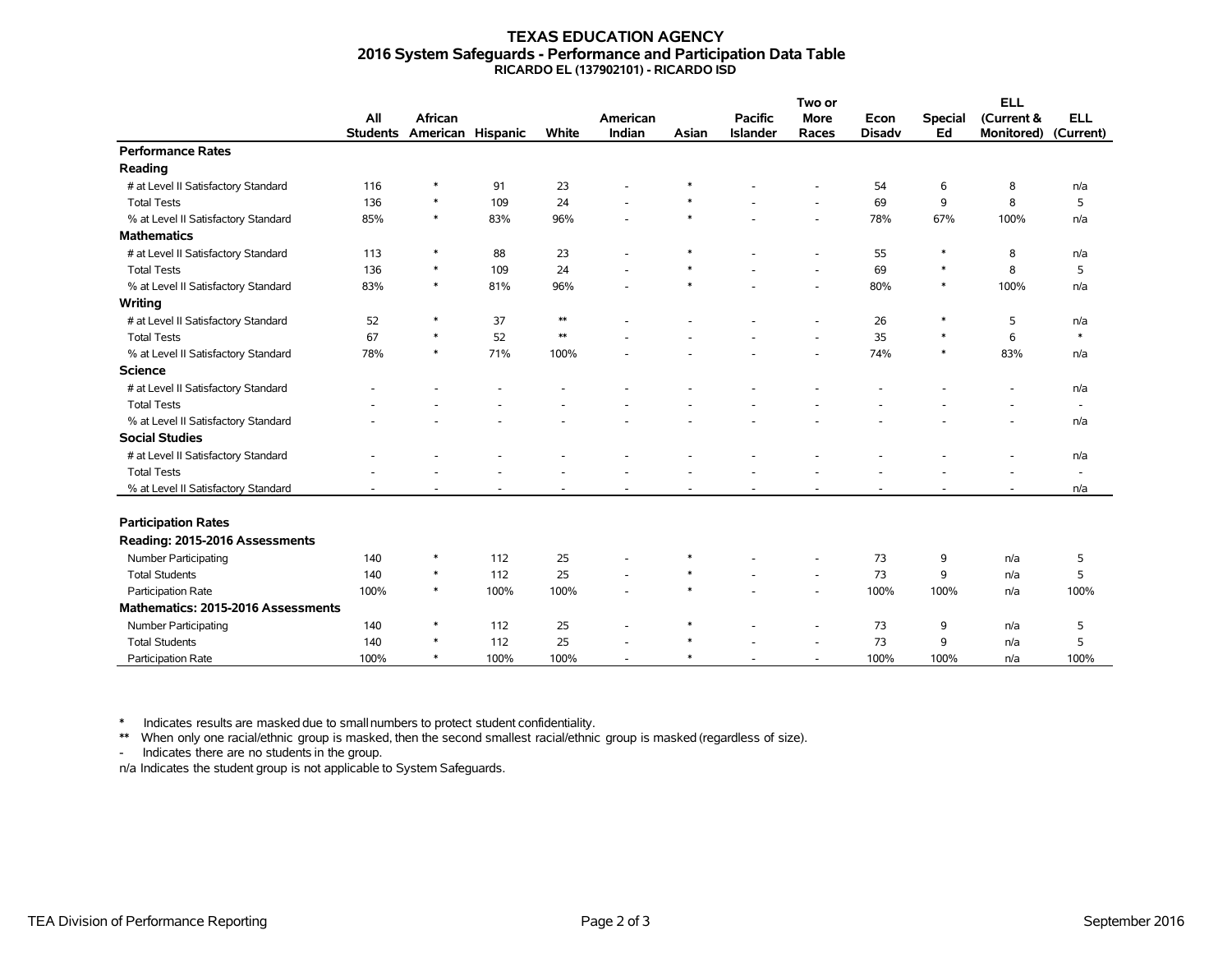# TEXAS EDUCATION AGENCY
## 2016 System Safeguards - Performance and Participation Data Table
### RICARDO EL (137902101) - RICARDO ISD

| | All Students | African American | Hispanic | White | American Indian | Asian | Pacific Islander | Two or More Races | Econ Disadv | Special Ed | ELL (Current & Monitored) | ELL (Current) |
|---|---|---|---|---|---|---|---|---|---|---|---|---|
| **Performance Rates** | | | | | | | | | | | | |
| **Reading** | | | | | | | | | | | | |
| # at Level II Satisfactory Standard | 116 | * | 91 | 23 | - | * | - | - | 54 | 6 | 8 | n/a |
| Total Tests | 136 | * | 109 | 24 | - | * | - | - | 69 | 9 | 8 | 5 |
| % at Level II Satisfactory Standard | 85% | * | 83% | 96% | - | * | - | - | 78% | 67% | 100% | n/a |
| **Mathematics** | | | | | | | | | | | | |
| # at Level II Satisfactory Standard | 113 | * | 88 | 23 | - | * | - | - | 55 | * | 8 | n/a |
| Total Tests | 136 | * | 109 | 24 | - | * | - | - | 69 | * | 8 | 5 |
| % at Level II Satisfactory Standard | 83% | * | 81% | 96% | - | * | - | - | 80% | * | 100% | n/a |
| **Writing** | | | | | | | | | | | | |
| # at Level II Satisfactory Standard | 52 | * | 37 | ** | - | - | - | - | 26 | * | 5 | n/a |
| Total Tests | 67 | * | 52 | ** | - | - | - | - | 35 | * | 6 | * |
| % at Level II Satisfactory Standard | 78% | * | 71% | 100% | - | - | - | - | 74% | * | 83% | n/a |
| **Science** | | | | | | | | | | | | |
| # at Level II Satisfactory Standard | - | - | - | - | - | - | - | - | - | - | - | n/a |
| Total Tests | - | - | - | - | - | - | - | - | - | - | - | - |
| % at Level II Satisfactory Standard | - | - | - | - | - | - | - | - | - | - | - | n/a |
| **Social Studies** | | | | | | | | | | | | |
| # at Level II Satisfactory Standard | - | - | - | - | - | - | - | - | - | - | - | n/a |
| Total Tests | - | - | - | - | - | - | - | - | - | - | - | - |
| % at Level II Satisfactory Standard | - | - | - | - | - | - | - | - | - | - | - | n/a |
| **Participation Rates** | | | | | | | | | | | | |
| **Reading: 2015-2016 Assessments** | | | | | | | | | | | | |
| Number Participating | 140 | * | 112 | 25 | - | * | - | - | 73 | 9 | n/a | 5 |
| Total Students | 140 | * | 112 | 25 | - | * | - | - | 73 | 9 | n/a | 5 |
| Participation Rate | 100% | * | 100% | 100% | - | * | - | - | 100% | 100% | n/a | 100% |
| **Mathematics: 2015-2016 Assessments** | | | | | | | | | | | | |
| Number Participating | 140 | * | 112 | 25 | - | * | - | - | 73 | 9 | n/a | 5 |
| Total Students | 140 | * | 112 | 25 | - | * | - | - | 73 | 9 | n/a | 5 |
| Participation Rate | 100% | * | 100% | 100% | - | * | - | - | 100% | 100% | n/a | 100% |

\* Indicates results are masked due to small numbers to protect student confidentiality.

** When only one racial/ethnic group is masked, then the second smallest racial/ethnic group is masked (regardless of size).

\- Indicates there are no students in the group.

n/a Indicates the student group is not applicable to System Safeguards.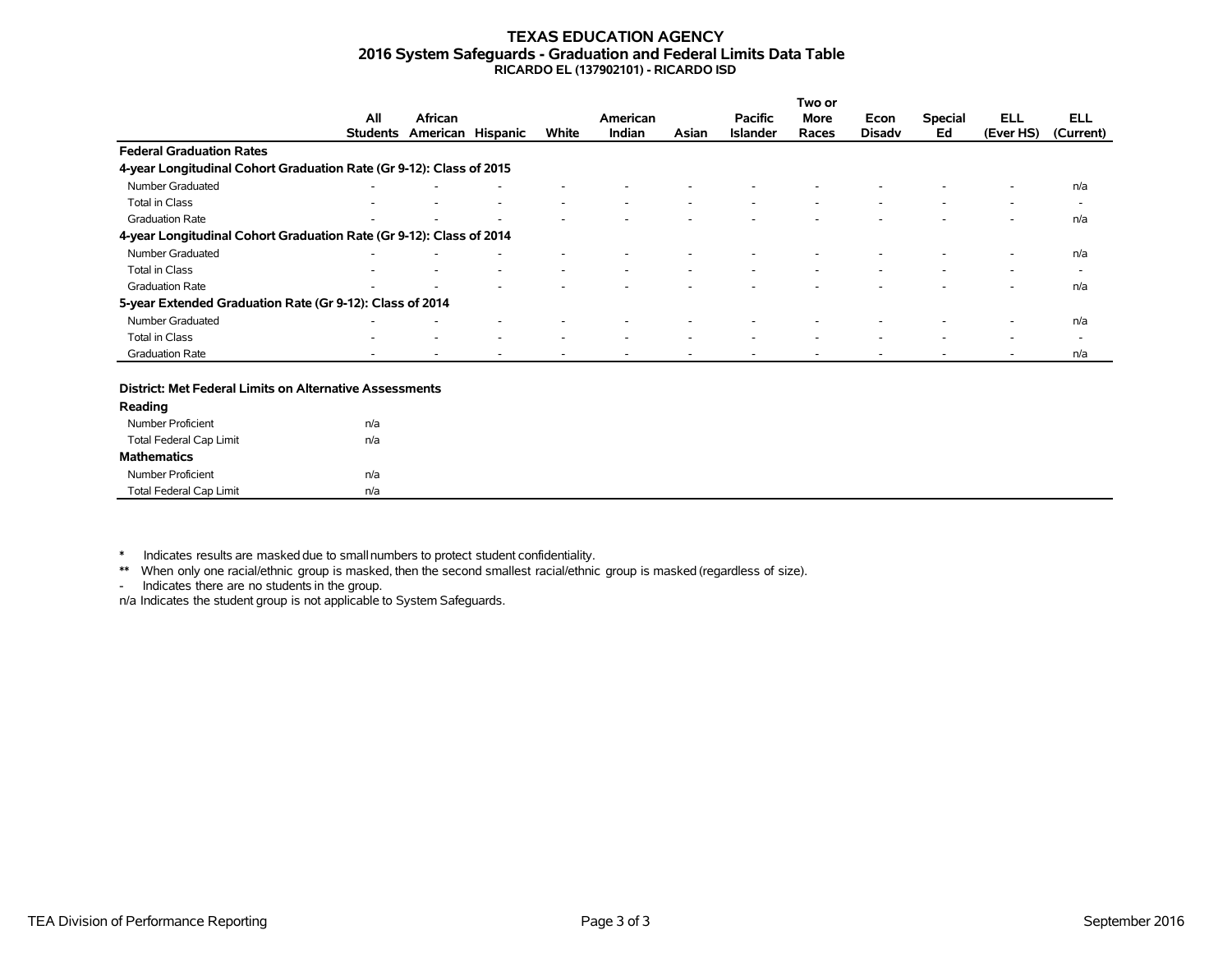# TEXAS EDUCATION AGENCY
## 2016 System Safeguards - Graduation and Federal Limits Data Table
### RICARDO EL (137902101) - RICARDO ISD

| | All Students | African American | Hispanic | White | American Indian | Asian | Pacific Islander | Two or More Races | Econ Disadv | Special Ed | ELL (Ever HS) | ELL (Current) |
|---|---|---|---|---|---|---|---|---|---|---|---|---|
| **Federal Graduation Rates** | | | | | | | | | | | | |
| **4-year Longitudinal Cohort Graduation Rate (Gr 9-12): Class of 2015** | | | | | | | | | | | | |
| Number Graduated | - | - | - | - | - | - | - | - | - | - | - | n/a |
| Total in Class | - | - | - | - | - | - | - | - | - | - | - | - |
| Graduation Rate | - | - | - | - | - | - | - | - | - | - | - | n/a |
| **4-year Longitudinal Cohort Graduation Rate (Gr 9-12): Class of 2014** | | | | | | | | | | | | |
| Number Graduated | - | - | - | - | - | - | - | - | - | - | - | n/a |
| Total in Class | - | - | - | - | - | - | - | - | - | - | - | - |
| Graduation Rate | - | - | - | - | - | - | - | - | - | - | - | n/a |
| **5-year Extended Graduation Rate (Gr 9-12): Class of 2014** | | | | | | | | | | | | |
| Number Graduated | - | - | - | - | - | - | - | - | - | - | - | n/a |
| Total in Class | - | - | - | - | - | - | - | - | - | - | - | - |
| Graduation Rate | - | - | - | - | - | - | - | - | - | - | - | n/a |

| **District: Met Federal Limits on Alternative Assessments** | |
|---|---|
| **Reading** | |
| Number Proficient | n/a |
| Total Federal Cap Limit | n/a |
| **Mathematics** | |
| Number Proficient | n/a |
| Total Federal Cap Limit | n/a |

* Indicates results are masked due to small numbers to protect student confidentiality.

** When only one racial/ethnic group is masked, then the second smallest racial/ethnic group is masked (regardless of size).

- Indicates there are no students in the group.

n/a Indicates the student group is not applicable to System Safeguards.